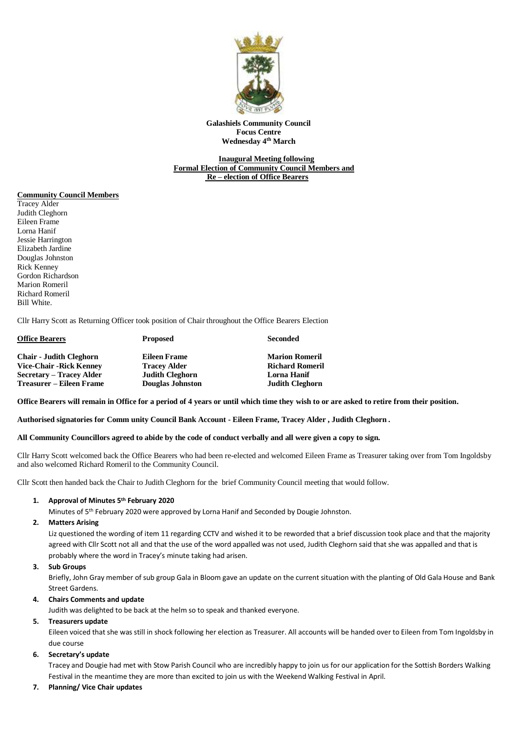**Galashiels Community Council**
**Focus Centre**
**Wednesday 4th March**

**Inaugural Meeting following**
**Formal Election of Community Council Members and**
**Re – election of Office Bearers**

**Community Council Members**

Tracey Alder
Judith Cleghorn
Eileen Frame
Lorna Hanif
Jessie Harrington
Elizabeth Jardine
Douglas Johnston
Rick Kenney
Gordon Richardson
Marion Romeril
Richard Romeril
Bill White.

Cllr Harry Scott as Returning Officer took position of Chair throughout the Office Bearers Election

| **Office Bearers** | **Proposed** | **Seconded** |
|---|---|---|
| **Chair - Judith Cleghorn** | **Eileen Frame** | **Marion Romeril** |
| **Vice-Chair -Rick Kenney** | **Tracey Alder** | **Richard Romeril** |
| **Secretary – Tracey Alder** | **Judith Cleghorn** | **Lorna Hanif** |
| **Treasurer – Eileen Frame** | **Douglas Johnston** | **Judith Cleghorn** |

**Office Bearers will remain in Office for a period of 4 years or until which time they wish to or are asked to retire from their position.**

**Authorised signatories for Comm unity Council Bank Account - Eileen Frame, Tracey Alder , Judith Cleghorn .**

**All Community Councillors agreed to abide by the code of conduct verbally and all were given a copy to sign.**

Cllr Harry Scott welcomed back the Office Bearers who had been re-elected and welcomed Eileen Frame as Treasurer taking over from Tom Ingoldsby and also welcomed Richard Romeril to the Community Council.

Cllr Scott then handed back the Chair to Judith Cleghorn for the brief Community Council meeting that would follow.

1. **Approval of Minutes 5th February 2020**
   Minutes of 5th February 2020 were approved by Lorna Hanif and Seconded by Dougie Johnston.
2. **Matters Arising**
   Liz questioned the wording of item 11 regarding CCTV and wished it to be reworded that a brief discussion took place and that the majority agreed with Cllr Scott not all and that the use of the word appalled was not used, Judith Cleghorn said that she was appalled and that is probably where the word in Tracey's minute taking had arisen.
3. **Sub Groups**
   Briefly, John Gray member of sub group Gala in Bloom gave an update on the current situation with the planting of Old Gala House and Bank Street Gardens.
4. **Chairs Comments and update**
   Judith was delighted to be back at the helm so to speak and thanked everyone.
5. **Treasurers update**
   Eileen voiced that she was still in shock following her election as Treasurer. All accounts will be handed over to Eileen from Tom Ingoldsby in due course
6. **Secretary's update**
   Tracey and Dougie had met with Stow Parish Council who are incredibly happy to join us for our application for the Sottish Borders Walking Festival in the meantime they are more than excited to join us with the Weekend Walking Festival in April.
7. **Planning/ Vice Chair updates**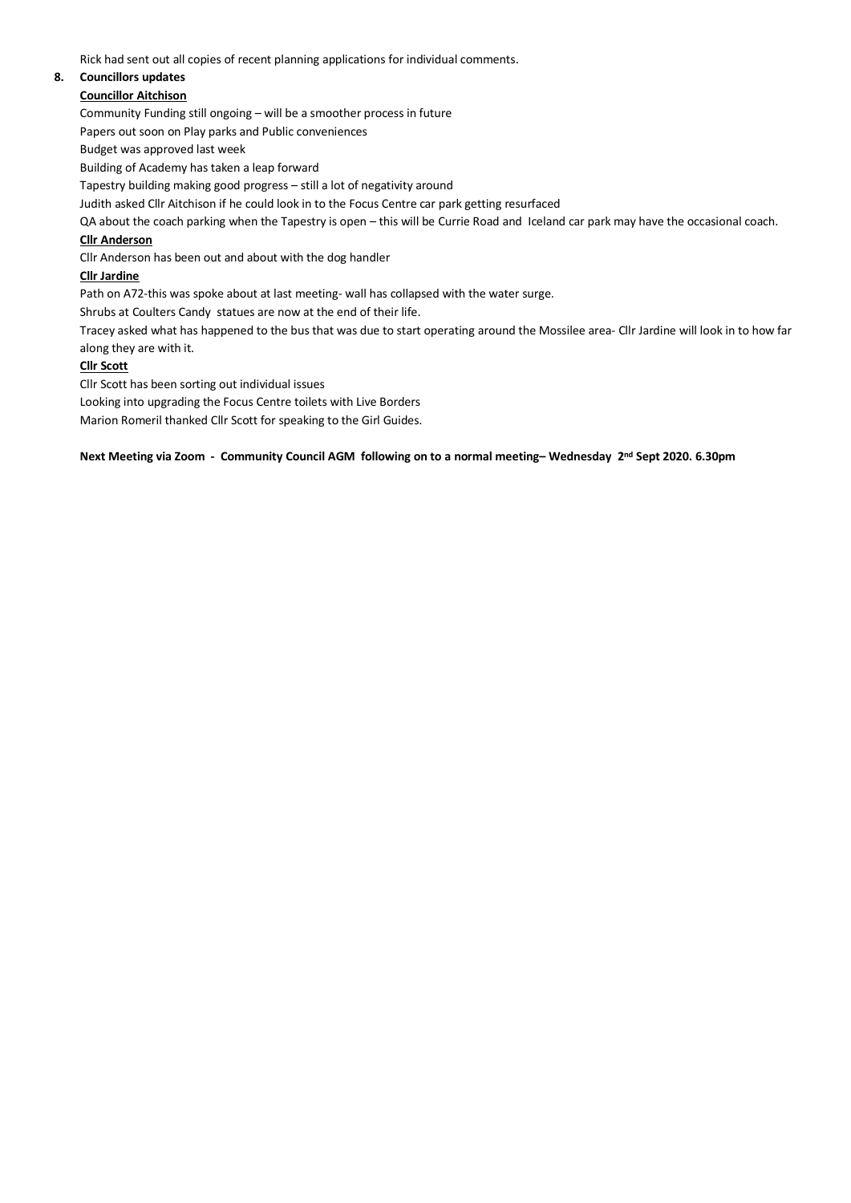Rick had sent out all copies of recent planning applications for individual comments.

**8. Councillors updates**

**Councillor Aitchison**

Community Funding still ongoing – will be a smoother process in future

Papers out soon on Play parks and Public conveniences

Budget was approved last week

Building of Academy has taken a leap forward

Tapestry building making good progress – still a lot of negativity around

Judith asked Cllr Aitchison if he could look in to the Focus Centre car park getting resurfaced

QA about the coach parking when the Tapestry is open – this will be Currie Road and Iceland car park may have the occasional coach.

**Cllr Anderson**

Cllr Anderson has been out and about with the dog handler

**Cllr Jardine**

Path on A72-this was spoke about at last meeting- wall has collapsed with the water surge.

Shrubs at Coulters Candy statues are now at the end of their life.

Tracey asked what has happened to the bus that was due to start operating around the Mossilee area- Cllr Jardine will look in to how far along they are with it.

**Cllr Scott**

Cllr Scott has been sorting out individual issues

Looking into upgrading the Focus Centre toilets with Live Borders

Marion Romeril thanked Cllr Scott for speaking to the Girl Guides.

**Next Meeting via Zoom - Community Council AGM following on to a normal meeting– Wednesday 2nd Sept 2020. 6.30pm**